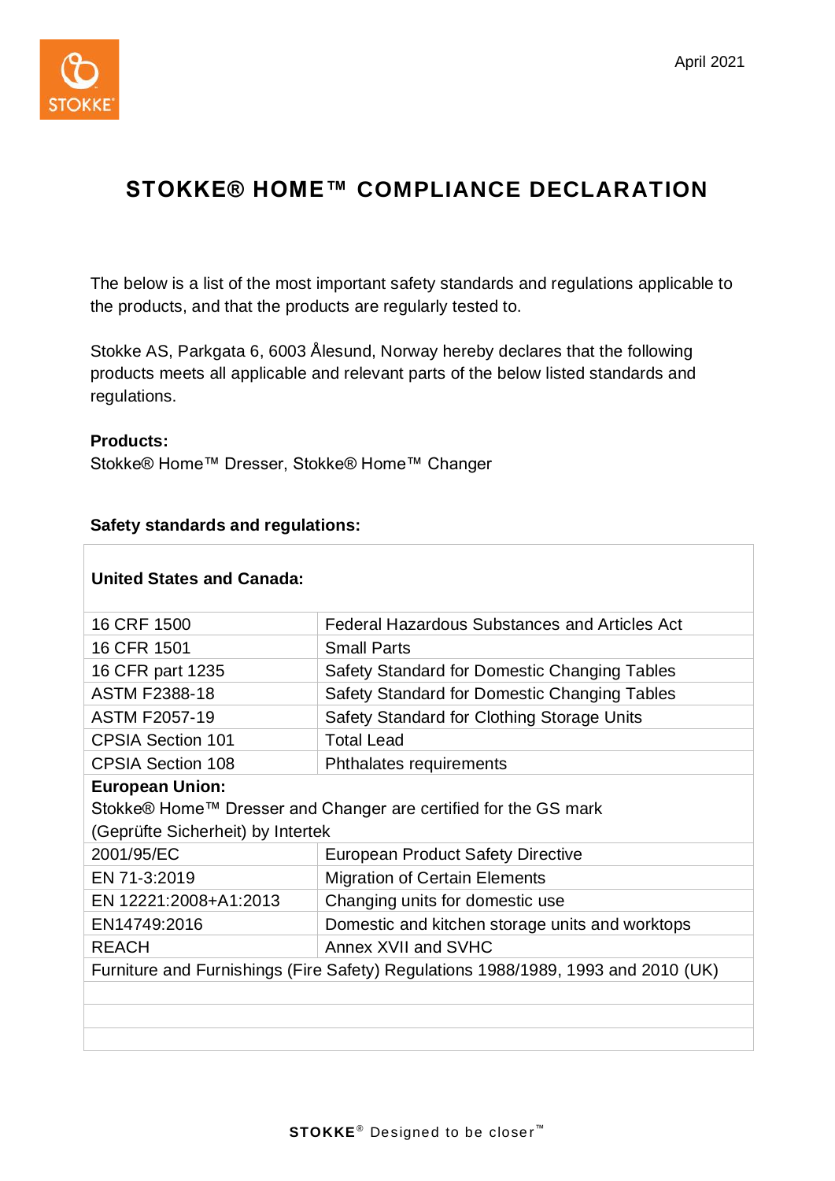April 2021

# STOKKE® HOME™ COMPLIANCE DECLARATION

The below is a list of the most important safety standards and regulations applicable to the products, and that the products are regularly tested to.

Stokke AS, Parkgata 6, 6003 Ålesund, Norway hereby declares that the following products meets all applicable and relevant parts of the below listed standards and regulations.

**Products:**
Stokke® Home™ Dresser, Stokke® Home™ Changer

**Safety standards and regulations:**

| **United States and Canada:** | |
|---|---|
| 16 CRF 1500 | Federal Hazardous Substances and Articles Act |
| 16 CFR 1501 | Small Parts |
| 16 CFR part 1235 | Safety Standard for Domestic Changing Tables |
| ASTM F2388-18 | Safety Standard for Domestic Changing Tables |
| ASTM F2057-19 | Safety Standard for Clothing Storage Units |
| CPSIA Section 101 | Total Lead |
| CPSIA Section 108 | Phthalates requirements |
| **European Union:** Stokke® Home™ Dresser and Changer are certified for the GS mark (Geprüfte Sicherheit) by Intertek | |
| 2001/95/EC | European Product Safety Directive |
| EN 71-3:2019 | Migration of Certain Elements |
| EN 12221:2008+A1:2013 | Changing units for domestic use |
| EN14749:2016 | Domestic and kitchen storage units and worktops |
| REACH | Annex XVII and SVHC |
| Furniture and Furnishings (Fire Safety) Regulations 1988/1989, 1993 and 2010 (UK) | |
| | |
| | |
| | |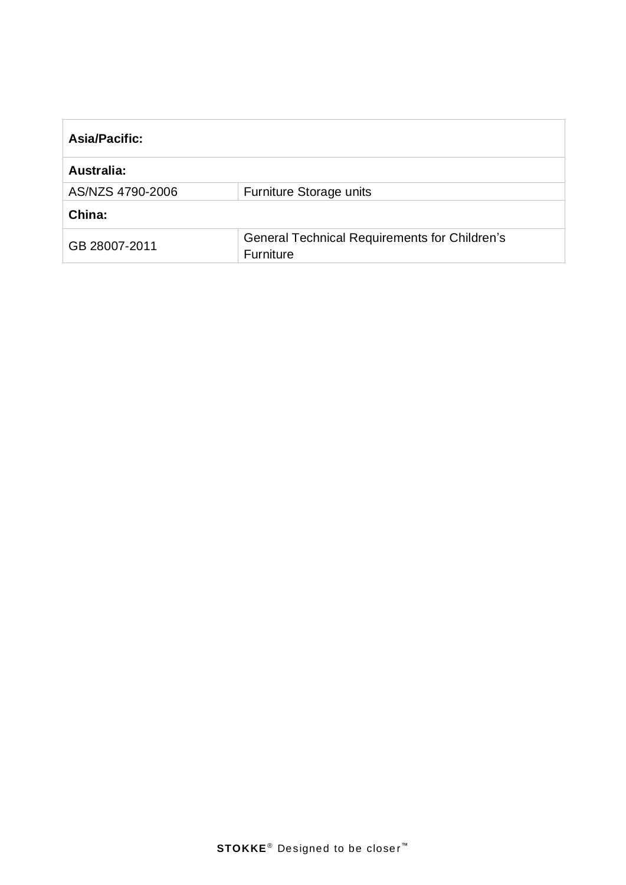| | |
|---|---|
| **Asia/Pacific:** | |
| **Australia:** | |
| AS/NZS 4790-2006 | Furniture Storage units |
| **China:** | |
| GB 28007-2011 | General Technical Requirements for Children's Furniture |